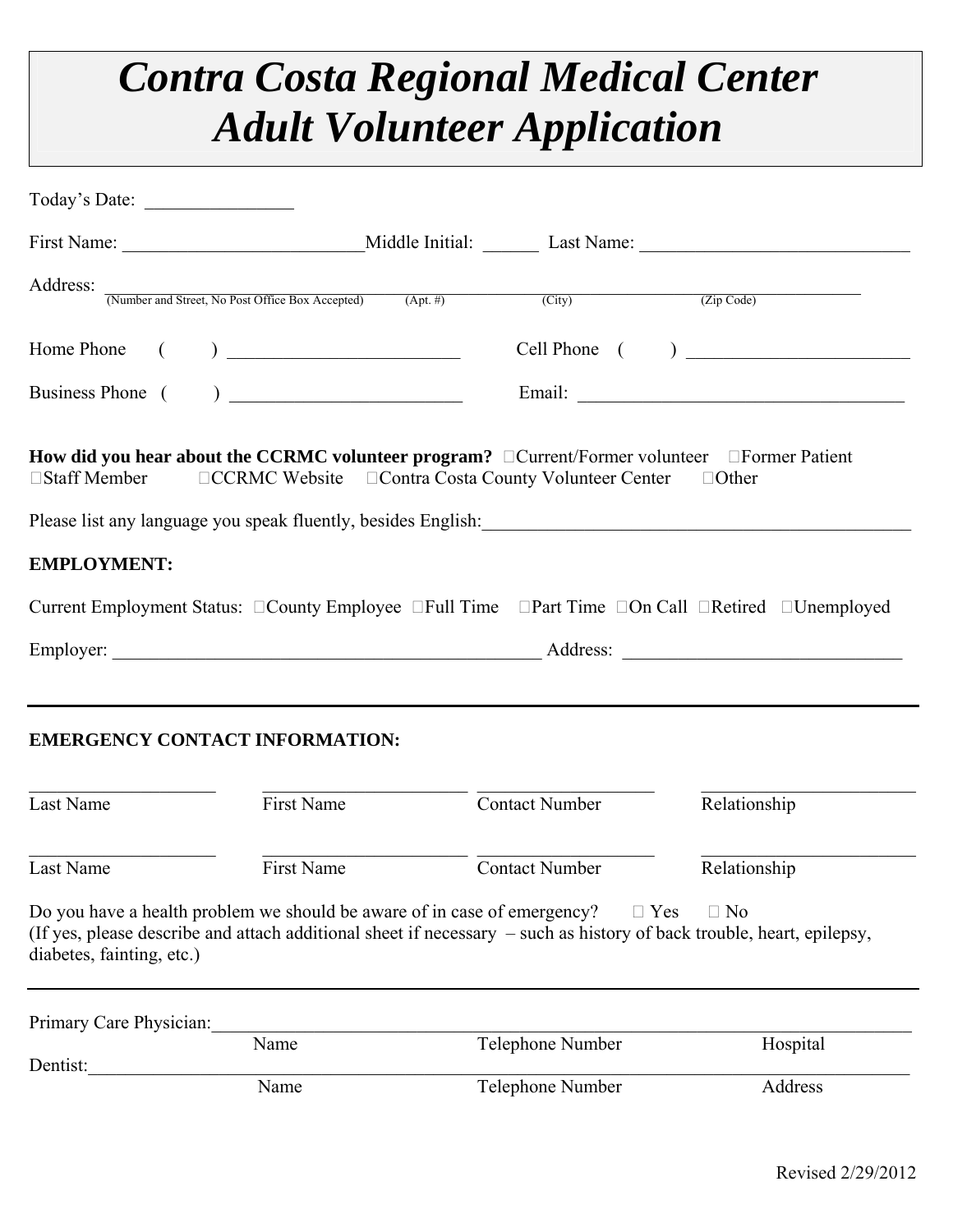# *Contra Costa Regional Medical Center*
# *Adult Volunteer Application*

Today's Date: ________________

First Name: __________________________ Middle Initial: ______ Last Name: _____________________________

Address: ____________________________________________________________________________
(Number and Street, No Post Office Box Accepted) (Apt. #) (City) (Zip Code)

Home Phone ( ) _________________________ Cell Phone ( ) ________________________

Business Phone ( ) _________________________ Email: ____________________________________

**How did you hear about the CCRMC volunteer program?** ☐Current/Former volunteer ☐Former Patient ☐Staff Member ☐CCRMC Website ☐Contra Costa County Volunteer Center ☐Other

Please list any language you speak fluently, besides English:_______________________________________________

**EMPLOYMENT:**

Current Employment Status: ☐County Employee ☐Full Time ☐Part Time ☐On Call ☐Retired ☐Unemployed

Employer: _______________________________________________ Address: ______________________________

---

**EMERGENCY CONTACT INFORMATION:**

| Last Name | First Name | Contact Number | Relationship |
|---|---|---|---|
| | | | |
| | | | |

Do you have a health problem we should be aware of in case of emergency? ☐ Yes ☐ No
(If yes, please describe and attach additional sheet if necessary – such as history of back trouble, heart, epilepsy, diabetes, fainting, etc.)

---

Primary Care Physician:___________________________________________________________________________
Name Telephone Number Hospital

Dentist:_________________________________________________________________________________________
Name Telephone Number Address

Revised 2/29/2012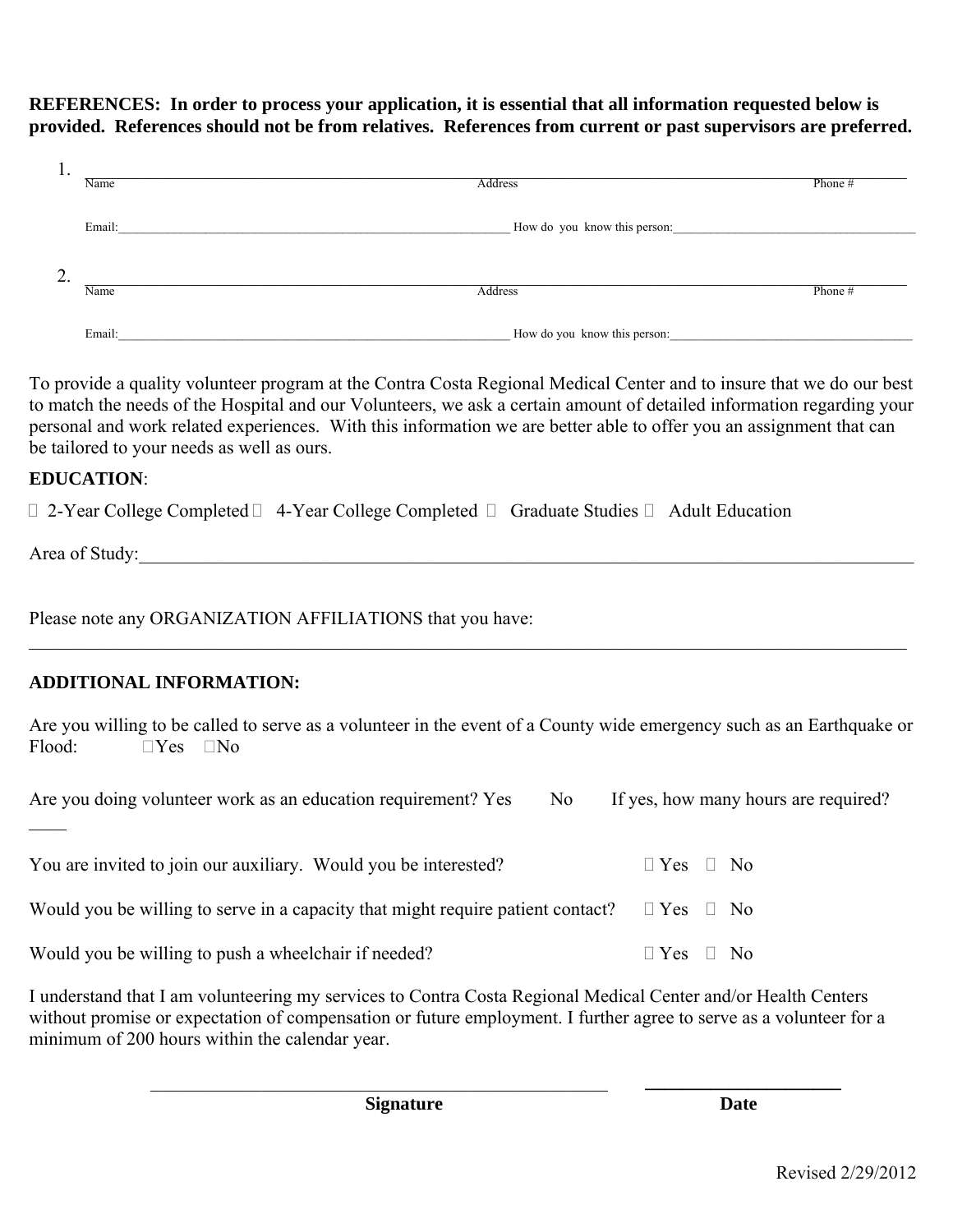**REFERENCES: In order to process your application, it is essential that all information requested below is provided. References should not be from relatives. References from current or past supervisors are preferred.**

1. \_\_\_\_\_\_\_\_\_\_\_\_\_\_\_\_\_\_\_\_\_\_\_\_\_\_\_\_\_\_\_\_\_\_\_\_\_\_\_\_\_\_\_\_\_\_\_\_\_\_\_\_\_\_\_\_\_\_\_\_\_\_\_\_\_\_\_\_\_\_\_\_\_\_\_\_\_\_
   Name Address Phone #

   Email:\_\_\_\_\_\_\_\_\_\_\_\_\_\_\_\_\_\_\_\_\_\_\_\_\_\_\_\_\_\_\_\_ How do you know this person:\_\_\_\_\_\_\_\_\_\_\_\_\_\_\_\_\_\_\_\_\_\_\_\_

2. \_\_\_\_\_\_\_\_\_\_\_\_\_\_\_\_\_\_\_\_\_\_\_\_\_\_\_\_\_\_\_\_\_\_\_\_\_\_\_\_\_\_\_\_\_\_\_\_\_\_\_\_\_\_\_\_\_\_\_\_\_\_\_\_\_\_\_\_\_\_\_\_\_\_\_\_\_\_
   Name Address Phone #

   Email:\_\_\_\_\_\_\_\_\_\_\_\_\_\_\_\_\_\_\_\_\_\_\_\_\_\_\_\_\_\_\_\_ How do you know this person:\_\_\_\_\_\_\_\_\_\_\_\_\_\_\_\_\_\_\_\_\_\_\_\_

To provide a quality volunteer program at the Contra Costa Regional Medical Center and to insure that we do our best to match the needs of the Hospital and our Volunteers, we ask a certain amount of detailed information regarding your personal and work related experiences. With this information we are better able to offer you an assignment that can be tailored to your needs as well as ours.

**EDUCATION**:

☐ 2-Year College Completed ☐ 4-Year College Completed ☐ Graduate Studies ☐ Adult Education

Area of Study:\_\_\_\_\_\_\_\_\_\_\_\_\_\_\_\_\_\_\_\_\_\_\_\_\_\_\_\_\_\_\_\_\_\_\_\_\_\_\_\_\_\_\_\_\_\_\_\_\_\_\_\_\_\_\_\_\_\_\_\_\_\_\_\_\_\_

Please note any ORGANIZATION AFFILIATIONS that you have:

\_\_\_\_\_\_\_\_\_\_\_\_\_\_\_\_\_\_\_\_\_\_\_\_\_\_\_\_\_\_\_\_\_\_\_\_\_\_\_\_\_\_\_\_\_\_\_\_\_\_\_\_\_\_\_\_\_\_\_\_\_\_\_\_\_\_\_\_\_\_\_\_\_\_\_\_\_\_\_\_

**ADDITIONAL INFORMATION:**

Are you willing to be called to serve as a volunteer in the event of a County wide emergency such as an Earthquake or Flood: ☐Yes ☐No

Are you doing volunteer work as an education requirement? Yes No If yes, how many hours are required? \_\_\_\_

You are invited to join our auxiliary. Would you be interested? ☐ Yes ☐ No

Would you be willing to serve in a capacity that might require patient contact? ☐ Yes ☐ No

Would you be willing to push a wheelchair if needed? ☐ Yes ☐ No

I understand that I am volunteering my services to Contra Costa Regional Medical Center and/or Health Centers without promise or expectation of compensation or future employment. I further agree to serve as a volunteer for a minimum of 200 hours within the calendar year.

\_\_\_\_\_\_\_\_\_\_\_\_\_\_\_\_\_\_\_\_\_\_\_\_\_\_\_\_\_\_\_\_\_\_\_\_\_\_\_\_ \_\_\_\_\_\_\_\_\_\_\_\_\_\_\_\_\_\_\_\_\_\_
**Signature** **Date**

Revised 2/29/2012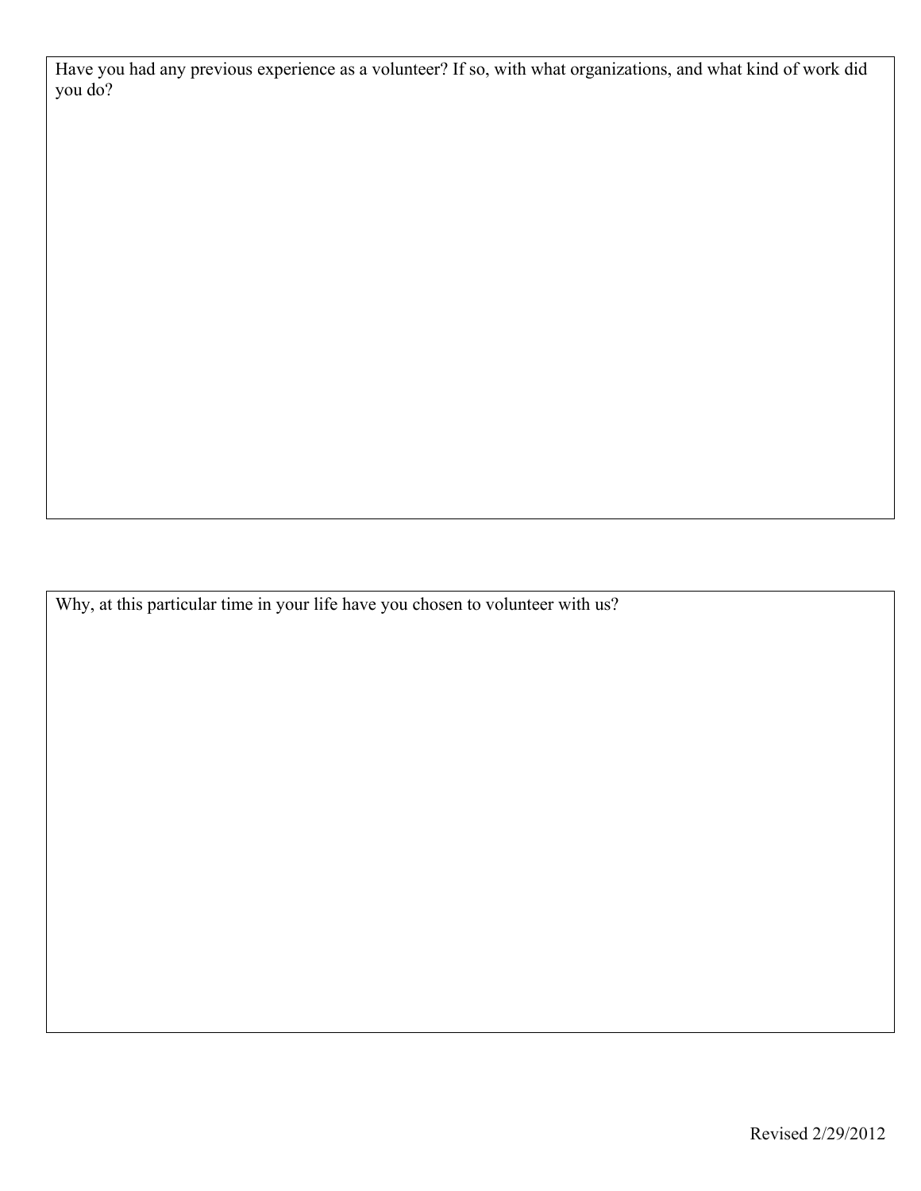Have you had any previous experience as a volunteer? If so, with what organizations, and what kind of work did you do?

Why, at this particular time in your life have you chosen to volunteer with us?

Revised 2/29/2012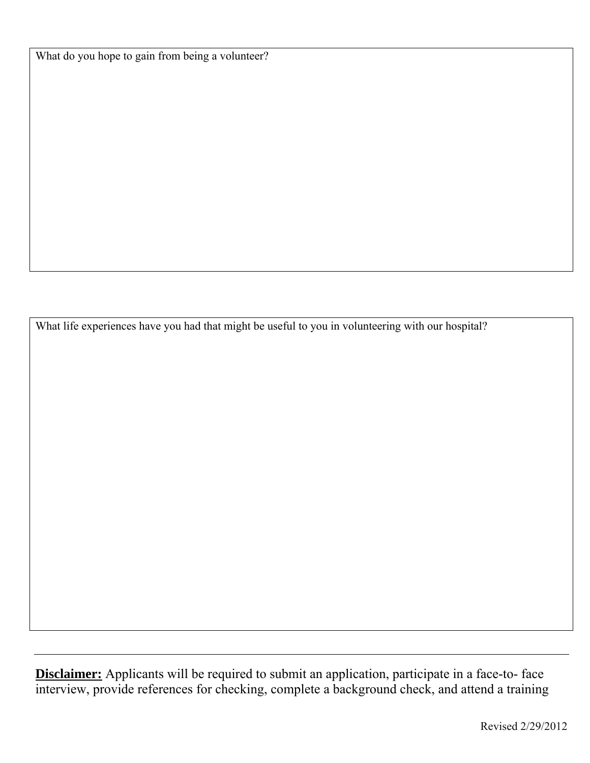What do you hope to gain from being a volunteer?

What life experiences have you had that might be useful to you in volunteering with our hospital?

---

**Disclaimer:** Applicants will be required to submit an application, participate in a face-to- face interview, provide references for checking, complete a background check, and attend a training

Revised 2/29/2012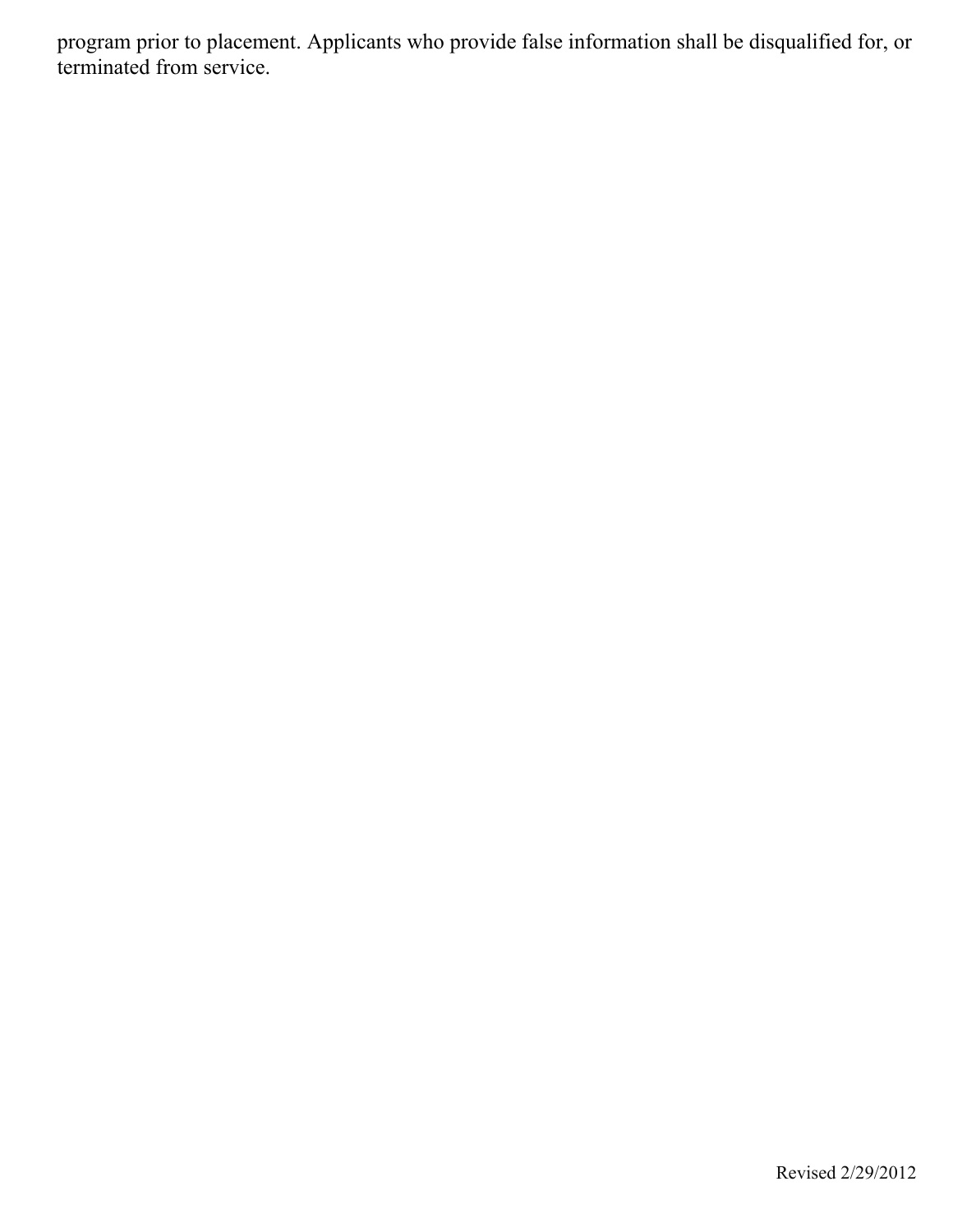program prior to placement. Applicants who provide false information shall be disqualified for, or terminated from service.

Revised 2/29/2012